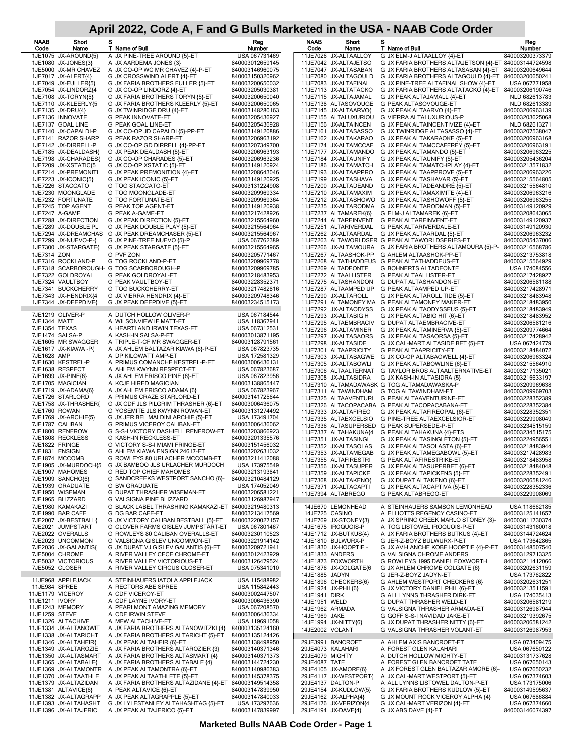# April 2022, Code A, F and G Bulls Marketed in the USA - NAAB Code Order

| NAAB Code | Short Name | S T | Name of Bull | Reg Number |
|---|---|---|---|---|
| 1JE1075 | JX-AROUND{5} | A | JX PINE-TREE AROUND {5}-ET | USA 067731469 |
| 1JE1080 | JX-JONES{3} | A | JX AARDEMA JONES {3} | 840003012659145 |
| 1JE5000 | JX-MR CHAVEZ | A | JX CO-OP WC MR CHAVEZ {4}-P-ET | 840003146960075 |
| 1JE7017 | JX-ALERT{4} | G | JX CROSSWIND ALERT {4}-ET | 840003150320962 |
| 1JE7049 | JX-FULLER{5} | G | JX FARIA BROTHERS FULLER {5}-ET | 840003200650032 |
| 1JE7054 | JX-LINDORZ{4 | G | JX CO-OP LINDORZ {4}-ET | 840003205030381 |
| 1JE7108 | JX-TORYN{5} | G | JX FARIA BROTHERS TORYN {5}-ET | 840003200650040 |
| 1JE7110 | JX-KLEERLY{5 | G | JX FARIA BROTHERS KLEERLY {5}-ET | 840003200650065 |
| 1JE7135 | JX-DRU{4} | G | JX TWINRIDGE DRU {4}-ET | 840003148280163 |
| 1JE7136 | INNOVATE | G | PEAK INNOVATE-ET | 840003205436927 |
| 1JE7137 | GOAL LINE | G | PEAK GOAL LINE-ET | 840003205436928 |
| 1JE7140 | JX-CAPALDI-P | G | JX CO-OP JD CAPALDI {5}-PP-ET | 840003149120886 |
| 1JE7141 | RAZOR SHARP | G | PEAK RAZOR SHARP-ET | 840003206963192 |
| 1JE7142 | JX-DIRRELL-P | G | JX CO-OP GD DIRRELL {4}-PP-ET | 840003207349700 |
| 1JE7185 | JX-DEALDASH{ | G | JX PEAK DEALDASH {5}-ET | 840003206963193 |
| 1JE7198 | JX-CHARADES{ | G | JX CO-OP CHARADES {5}-ET | 840003206963236 |
| 1JE7209 | JX-XSTATIC{5 | G | JX CO-OP XSTATIC {5}-ET | 840003149120924 |
| 1JE7214 | JX-PREMONITI | G | JX PEAK PREMONITION {4}-ET | 840003208643046 |
| 1JE7223 | JX-ICONIC{5} | G | JX PEAK ICONIC {5}-ET | 840003149120925 |
| 1JE7226 | STACCATO | G | TOG STACCATO-ET | 840003131224908 |
| 1JE7230 | MOONGLADE | G | TOG MOONGLADE-ET | 840003209969334 |
| 1JE7232 | FORTUNATE | G | TOG FORTUNATE-ET | 840003209969364 |
| 1JE7245 | TOP AGENT | G | PEAK TOP AGENT-ET | 840003149120938 |
| 1JE7247 | A-GAME | G | PEAK A-GAME-ET | 840003217428926 |
| 1JE7288 | JX-DIRECTION | G | JX PEAK DIRECTION {5}-ET | 840003215564960 |
| 1JE7289 | JX-DOUBLE PL | G | JX PEAK DOUBLE PLAY {5}-ET | 840003215564964 |
| 1JE7294 | JX-DREAMCHAS | G | JX PEAK DREAMCHASER {5}-ET | 840003215564967 |
| 1JE7299 | JX-NUEVO-P-{ | G | JX PINE-TREE NUEVO {5}-P | USA 067762389 |
| 1JE7300 | JX-STARGATE{ | G | JX PEAK STARGATE {5}-ET | 840003215564965 |
| 1JE7314 | ZON | G | PVF ZON | 840003205771467 |
| 1JE7316 | ROCKLAND-P | G | TOG ROCKLAND-P-ET | 840003209969778 |
| 1JE7318 | SCARBOROUGH- | G | TOG SCARBOROUGH-P | 840003209969785 |
| 1JE7322 | GOLDROYAL | G | PEAK GOLDROYAL-ET | 840003218483953 |
| 1JE7324 | VAULTBOY | G | PEAK VAULTBOY-ET | 840003228352371 |
| 1JE7341 | BUCKCHERRY | G | TOG BUCKCHERRY-ET | 840003217482816 |
| 1JE7343 | JX-HENDRIX{4 | G | JX VIERRA HENDRIX {4}-ET | 840003209748346 |
| 1JE7344 | JX-DEEPDIVE{ | G | JX PEAK DEEPDIVE {5}-ET | 840003234515173 |
| 7JE1219 | OLIVER-P | A | DUTCH HOLLOW OLIVER-P | USA 067184544 |
| 7JE1344 | MATT | A | WILSONVIEW IF MATT-ET | USA 118367941 |
| 7JE1354 | TEXAS | A | HEARTLAND IRWIN TEXAS-ET | USA 067312531 |
| 7JE1474 | SALSA-P | A | KASH-IN SALSA-P-ET | 840003013871195 |
| 7JE1605 | MR SWAGGER | A | TRIPLE-T-CF MR SWAGGER-ET | 840003128791561 |
| 7JE1617 | JX-KIAWA -P{ | A | JX AHLEM BALTAZAR KIAWA {6}-P-ET | USA 067823735 |
| 7JE1628 | AMP | A | DP KILOWATT AMP-ET | USA 172581329 |
| 7JE1630 | KESTREL-P | A | PRIMUS COMANCHE KESTREL-P-ET | 840003006436131 |
| 7JE1638 | RESPECT | A | AHLEM KWYNN RESPECT-ET | USA 067823687 |
| 7JE1699 | JX-PINE{6} | A | JX AHLEM FRISCO PINE {6}-ET | USA 067823956 |
| 7JE1705 | MAGICIAN | A | KCJF HIRED MAGICIAN | 840003138865447 |
| 7JE1719 | JX-ADAMA{6} | A | JX AHLEM FRISCO ADAMA {6} | USA 067823967 |
| 7JE1726 | STARLORD | A | PRIMUS CRAZE STARLORD-ET | 840003141725644 |
| 7JE1758 | JX-THRASHER{ | G | JX CDF JLS PILGRIM THRASHER {6}-ET | 840003006436075 |
| 7JE1760 | ROWAN | G | YOSEMITE JLS KWYNN ROWAN-ET | 840003131274492 |
| 7JE1769 | JX-ARCHIE{5} | G | JX JER BEL MALDINI ARCHIE {5}-ET | USA 173491704 |
| 7JE1787 | CALIBAN | G | PRIMUS VICEROY CALIBAN-ET | 840003006436062 |
| 7JE1800 | RENFROW | G | S-S-I VICTORY DASHIELL RENFROW-ET | 840003203866923 |
| 7JE1808 | RECKLESS | G | KASH-IN RECKLESS-ET | 840003201335576 |
| 7JE1822 | FRINGE | G | VICTORY S-S-I MIAMI FRINGE-ET | 840003151456032 |
| 7JE1831 | ENSIGN | G | AHLEM KIAWA ENSIGN 24617-ET | 840003202631032 |
| 7JE1874 | MCCOMB | G | ROWLEYS 80 URLACHER MCCOMB-ET | 840003211412088 |
| 7JE1905 | JX-MURDOCH{5 | G | JX BAMBOO JLS URLACHER MURDOCH | USA 173975549 |
| 7JE1907 | MAHOMES | G | RED TOP CHIEF MAHOMES | 840003213193841 |
| 7JE1909 | SANCHO{6} | G | SANDCREEKS WESTPORT SANCHO {6}- | 840003210484129 |
| 7JE1939 | GRADUATE | G | BW GRADUATE | USA 174052049 |
| 7JE1950 | WISEMAN | G | DUPAT THRASHER WISEMAN-ET | 840003206581221 |
| 7JE1965 | BLIZZARD | G | VALSIGNA PINE BLIZZARD | 840003126987947 |
| 7JE1980 | KAMAKAZI | G | BLACK LABEL THRASHING KAMAKAZI-ET | 840003219480313 |
| 7JE1990 | BAR CAFE | G | DG BAR CAFE-ET | 840003213417569 |
| 7JE2007 | JX-BESTBALL{ | G | JX VICTORY CALIBAN BESTBALL {5}-ET | 840003220027157 |
| 7JE2021 | JUMPSTART | G | CLOVER FARMS GISLEV JUMPSTART-ET | USA 067801467 |
| 7JE2022 | OVERALLS | G | ROWLEYS 80 CALIBAN OVERALLS-ET | 840003230110523 |
| 7JE2023 | UNCOMMON | G | VALSIGNA GISLEV UNCOMMON-ET | 840003221914142 |
| 7JE2036 | JX-GALANTIS{ | G | JX DUPAT VJ GISLEV GALANTIS {6}-ET | 840003209721941 |
| 7JE5004 | CHROME | A | RIVER VALLEY CECE CHROME-ET | 840003012423929 |
| 7JE5032 | VICTORIOUS | A | RIVER VALLEY VICTORIOUS-ET | 840003126479524 |
| 7JE5052 | CLOSER | A | RIVER VALLEY CIRCUS CLOSER-ET | USA 075341010 |
| 11JE968 | APPLEJACK | A | STEINHAUERS IATOLA APPLEJACK | USA 115488982 |
| 11JE984 | SPREE | A | RECTORS ABE SPREE | USA 115842443 |
| 11JE1179 | VICEROY | A | CDF VICEROY-ET | 840003002447507 |
| 11JE1211 | IVORY | A | CDF LAYNE IVORY-ET | 840003006436390 |
| 11JE1243 | MEMORY | A | PEARLMONT AMAZING MEMORY | USA 067208570 |
| 11JE1259 | STEVE | A | CDF IRWIN STEVE | 840003006436334 |
| 11JE1326 | ALTACHIVE | A | MFW ALTACHIVE-ET | USA 119691058 |
| 11JE1334 | JX-ALTANOWIT | A | JX FARIA BROTHERS ALTANOWITZKI {4} | 840003135124160 |
| 11JE1338 | JX-ALTARICHT | A | JX FARIA BROTHERS ALTARICHT {5}-ET | 840003135124426 |
| 11JE1346 | JX-ALTAHEIR{ | A | JX PEAK ALTAHEIR {6}-ET | 840003138498950 |
| 11JE1349 | JX-ALTAROZIE | A | JX FARIA BROTHERS ALTAROZIER {3} | 840003140371346 |
| 11JE1350 | JX-ALTASMART | A | JX FARIA BROTHERS ALTASMART {4} | 840003140371373 |
| 11JE1365 | JX-ALTABALE{ | A | JX FARIA BROTHERS ALTABALE {4} | 840003144724230 |
| 11JE1369 | JX-ALTAMONTR | A | JX PEAK ALTAMONTRA {6}-ET | 840003140986383 |
| 11JE1370 | JX-ALTAATHLE | A | JX PEAK ALTAATHLETE {5}-ET | 840003145378375 |
| 11JE1379 | JX-ALTAZIDAN | A | JX FARIA BROTHERS ALTAZIDANE {4}-ET | 840003149514358 |
| 11JE1381 | ALTAVICE{6} | A | PEAK ALTAVICE {6}-ET | 840003147839950 |
| 11JE1382 | JX-ALTAGRAPP | A | JX PEAK ALTAGRAPPLE {5}-ET | 840003147840033 |
| 11JE1393 | JX-ALTAHASHT | G | JX LYLESTANLEY ALTAHASHTAG {5}-ET | USA 173297636 |
| 11JE1396 | JX-ALTAJERIC | A | JX PEAK ALTAJERICO {5}-ET | 840003147839997 |
| 11JE7026 | JX-ALTAALLOY | G | JX ELM-J ALTAALLOY {4}-ET | 840003200373379 |
| 11JE7042 | JX-ALTAJETSO | G | JX FARIA BROTHERS ALTAJETSON {4}-ET | 840003144724598 |
| 11JE7047 | JX-ALTASABAN | G | JX FARIA BROTHERS ALTASABAN {4}-ET | 840003200649644 |
| 11JE7080 | JX-ALTAGOULD | G | JX FARIA BROTHERS ALTAGOULD {4}-ET | 840003200650241 |
| 11JE7083 | JX-ALTAFINAL | G | JX PINE-TREE ALTAFINAL SHOW {4}-ET | USA 067771958 |
| 11JE7113 | JX-ALTATACKO | G | JX FARIA BROTHERS ALTATACKO {4}-ET | 840003206190746 |
| 11JE7115 | JX-ALTAJAMAL | G | JX PEAK ALTAJAMALL {4}-ET | NLD 682613783 |
| 11JE7138 | ALTASOVOUGE | G | PEAK ALTASOVOUGE-ET | NLD 682613389 |
| 11JE7145 | JX-ALTAARVO{ | G | JX PEAK ALTAARVO {4}-ET | 840003206963139 |
| 11JE7155 | ALTALUXURIOU | G | VIERRA ALTALUXURIOUS-P | 840003203625068 |
| 11JE7156 | JX-ALTAINCEN | G | JX PEAK ALTAINCENTIVIZE {4}-ET | NLD 682613271 |
| 11JE7161 | JX-ALTASASSO | G | JX TWINRIDGE ALTASASSO {4}-ET | 840003207538047 |
| 11JE7162 | JX-ALTAKARAO | G | JX PEAK ALTAKARAOKE {5}-ET | 840003206963168 |
| 11JE7174 | JX-ALTAMCCAF | G | JX PEAK ALTAMCCAFFREY {5}-ET | 840003206963191 |
| 11JE7177 | JX-ALTAMANDO | G | JX PEAK ALTAMANDO {5}-ET | 840003206963225 |
| 11JE7184 | JX-ALTAUNIFY | G | JX PEAK ALTAUNIFY {5}-ET | 840003205436204 |
| 11JE7186 | JX-ALTAMATCH | G | JX PEAK ALTAMATCHPLAY {4}-ET | 840003213571832 |
| 11JE7193 | JX-ALTAAPPRO | G | JX PEAK ALTAAPPROVE {5}-ET | 840003206963226 |
| 11JE7199 | JX-ALTASHAVA | G | JX PEAK ALTASHAVAR {5}-ET | 840003215564805 |
| 11JE7200 | JX-ALTADEAND | G | JX PEAK ALTADEANDRE {5}-ET | 840003215564810 |
| 11JE7210 | JX-ALTAMAXIM | G | JX PEAK ALTAMAXIMITE {4}-ET | 840003206963216 |
| 11JE7212 | JX-ALTASHOWO | G | JX PEAK ALTASHOWOFF {5}-ET | 840003206963255 |
| 11JE7235 | JX-ALTARODMA | G | JX PEAK ALTARODMAN {5}-ET | 840003149120929 |
| 11JE7237 | ALTAMAREK{6} | G | ELM-J ALTAMAREK {6}-ET | 840003208643065 |
| 11JE7244 | ALTAREINVENT | G | PEAK ALTAREINVENT-ET | 840003149120937 |
| 11JE7251 | ALTARIVERDAL | G | PEAK ALTARIVERDALE-ET | 840003149120930 |
| 11JE7262 | JX-ALTAARDAL | G | JX PEAK ALTAARDAL {5}-ET | 840003206963232 |
| 11JE7263 | ALTAWORLDSER | G | PEAK ALTAWORLDSERIES-ET | 840003205437006 |
| 11JE7266 | JX-ALTAMOURA | G | JX FARIA BROTHERS ALTAMOURA {5}-P- | 840003216568786 |
| 11JE7267 | ALTAASHOK-PP | G | AHLEM ALTAASHOK-PP-ET | 840003213753818 |
| 11JE7268 | ALTATHADDEUS | G | PEAK ALTATHADDEUS-ET | 840003215564929 |
| 11JE7269 | ALTADEONTE | G | BOHNERTS ALTADEONTE | USA 174084556 |
| 11JE7272 | ALTAALLISTER | G | PEAK ALTAALLISTER-ET | 840003217428927 |
| 11JE7275 | ALTASHANDON | G | DUPAT ALTASHANDON-ET | 840003206581188 |
| 11JE7287 | ALTAAMPED UP | G | PEAK ALTAAMPED UP-ET | 840003217428971 |
| 11JE7290 | JX-ALTAROLL | G | JX PEAK ALTAROLL TIDE {5}-ET | 840003218483948 |
| 11JE7291 | ALTAMONEY MA | G | PEAK ALTAMONEY MAKER-ET | 840003218483950 |
| 11JE7292 | JX-ALTAODYSS | G | JX PEAK ALTAODYSSEUS {5}-ET | 840003218483949 |
| 11JE7293 | JX-ALTABIG H | G | JX PEAK ALTABIG HIT {6}-ET | 840003218483952 |
| 11JE7295 | ALTAEMBRACIV | G | DUPAT ALTAEMBRACIVE-ET | 840003206581216 |
| 11JE7296 | JX-ALTAMINER | G | JX PEAK ALTAMINERVA {5}-ET | 840003209774664 |
| 11JE7297 | JX-ALTASAORS | G | JX PEAK ALTASAORSA {5}-ET | 840003217428942 |
| 11JE7298 | JX-ALTASIDE | G | JX CAL-MART ALTASIDE BET {5}-ET | USA 067424779 |
| 11JE7301 | ALTAAPRICITY | G | PEAK ALTAAPRICITY-ET | 840003218484072 |
| 11JE7303 | JX-ALTABAGWE | G | JX CO-OP ALTABAGWELL {4}-ET | 840003206963324 |
| 11JE7305 | JX-ALTABOWLI | G | JX PEAK ALTABOWLINE {6}-ET | 840003215564910 |
| 11JE7306 | ALTAALTERNAT | G | TAYLOR BROS ALTAALTERNATIVE-ET | 840003217135021 |
| 11JE7308 | JX-ALTASIDRA | G | JX KASH-IN ALTASIDRA {5} | 840003215633197 |
| 11JE7310 | ALTAMADAWASK | G | TOG ALTAMADAWASKA-P | 840003209969638 |
| 11JE7311 | ALTAWINDHAM | G | TOG ALTAWINDHAM-ET | 840003209969703 |
| 11JE7325 | ALTAAVENTURI | G | PEAK ALTAAVENTURINE-ET | 840003228352389 |
| 11JE7326 | ALTACOPACABA | G | PEAK ALTACOPACABANA-ET | 840003228352384 |
| 11JE7333 | JX-ALTAFIREO | G | JX PEAK ALTAFIREOPAL {6}-ET | 840003228352351 |
| 11JE7335 | ALTAEXCELSIO | G | PINE-TREE ALTAEXCELSIOR-ET | 840003229908049 |
| 11JE7336 | ALTASUPERSED | G | PEAK SUPERSEDE-P-ET | 840003234515159 |
| 11JE7337 | ALTAHAKUNA{4 | G | PEAK ALTAHAKUNA {4}-ETS | 840003234515175 |
| 11JE7351 | JX-ALTASINGL | G | JX PEAK ALTASINGLETON {5}-ET | 840003224956551 |
| 11JE7352 | JX-ALTASOLAS | G | JX PEAK ALTASOLASTA {6}-ET | 840003218483944 |
| 11JE7353 | JX-ALTAMEGAB | G | JX PEAK ALTAMEGABOWL {5}-ET | 840003217428983 |
| 11JE7355 | ALTAFIRESTRI | G | PEAK ALTAFIRESTRIKE-ET | 840003218483958 |
| 11JE7356 | JX-ALTASUPER | G | JX PEAK ALTASUPERBED {6}-ET | 840003218484048 |
| 11JE7359 | JX-ALTAPICKE | G | JX PEAK ALTAPICKENS {5}-ET | 840003228352491 |
| 11JE7368 | JX-ALTAKENO{ | G | JX DUPAT ALTAKENO {6}-ET | 840003206581246 |
| 11JE7371 | JX-ALTACAPTI | G | JX PEAK ALTACAPTIVA {5}-ET | 840003228352336 |
| 11JE7394 | ALTABREGO | G | PEAK ALTABREGO-ET | 840003229908069 |
| 14JE670 | LEMONHEAD | A | STEINHAUERS SAMSON LEMONHEAD | USA 118662185 |
| 14JE725 | CASINO | A | ELLIOTTS REGENCY CASINO-ET | 840003125141657 |
| 14JE769 | JX-STONEY{3} | A | JX SPRING CREEK MARLO STONEY {3}- | 840003011730374 |
| 14JE1675 | IROQUOIS-P | A | TOG LISTOWEL IROQUOIS-P-ET | 840003143160018 |
| 14JE1712 | JX-BUTKUS{4} | A | JX FARIA BROTHERS BUTKUS {4}-ET | 840003144724624 |
| 14JE1810 | BULWURX-P | G | JER-Z-BOYZ BULWURX-P-ET | USA 173642865 |
| 14JE1830 | JX-HOOPTIE - | G | JX AVI-LANCHE KOBE HOOPTIE {4}-P-ET | 840003148507540 |
| 14JE1833 | ANDERS | G | VALSIGNA CHROME ANDERS | 840003129713325 |
| 14JE1873 | FOXWORTH | G | ROWLEYS 1995 DANIEL FOXWORTH | 840003211412066 |
| 14JE1876 | JX-COLGATE{6 | G | JX AHLEM CHROME COLGATE {6} | 840003202631159 |
| 14JE1885 | JADYN | G | JER-Z-BOYZ JADYN-ET | USA 173762822 |
| 14JE1898 | CHECKERS{6} | G | AHLEM WESTPORT CHECKERS {6} | 840003202631251 |
| 14JE1924 | JX-PHIL{6} | G | JX VICTORY DANIEL PHIL {6}-ET | 840003213511591 |
| 14JE1941 | DIRK | G | ALL LYNNS THRASHER DIRK-ET | USA 174035413 |
| 14JE1951 | WELD | G | DUPAT THRASHER WELD-ET | 840003206581219 |
| 14JE1962 | ARMADA | G | VALSIGNA THRASHER ARMADA-ET | 840003126987944 |
| 14JE1969 | JAKE | G | GOFF S-S-I NAVIDAD JAKE-ET | 840003219392675 |
| 14JE1994 | JX-NITTY{6} | G | JX DUPAT THRASHER NITTY {6}-ET | 840003206581242 |
| 14JE2002 | VOLANT | G | VALSIGNA THRASHER VOLANT-ET | 840003126987953 |
| 29JE3991 | BANCROFT | A | AHLEM AXIS BANCROFT-ET | USA 073409475 |
| 29JE4073 | KALAHARI | A | FOREST GLEN KALAHARI | USA 067650122 |
| 29JE4079 | MIGHTY | A | DUTCH HOLLOW MIGHTY-ET | 840003131737628 |
| 29JE4087 | TATE | A | FOREST GLEN BANCROFT TATE | USA 067650143 |
| 29JE4105 | JX-AMORE{6} | A | JX FOREST GLEN BALTAZAR AMORE {6}- | USA 067650232 |
| 29JE4117 | JX-WESTPORT{ | A | JX CAL-MART WESTPORT {5}-ET | USA 067374603 |
| 29JE4137 | DALTON-P | A | ALL LYNNS LISTOWEL DALTON-P-ET | USA 173175006 |
| 29JE4154 | JX-KUDLOW{5} | G | JX FARIA BROTHERS KUDLOW {5}-ET | 840003149595637 |
| 29JE4162 | JX-ALPHA{4} | G | JX MOUNT ROCK VICEROY ALPHA {4} | USA 067686884 |
| 29JE4176 | JX-VERIZON{4 | G | JX CAL-MART VERIZON {4}-ET | USA 067374660 |
| 29JE4194 | JX-DAVE{4} | G | JX ABS DAVE {4}-ET | 840003146074397 |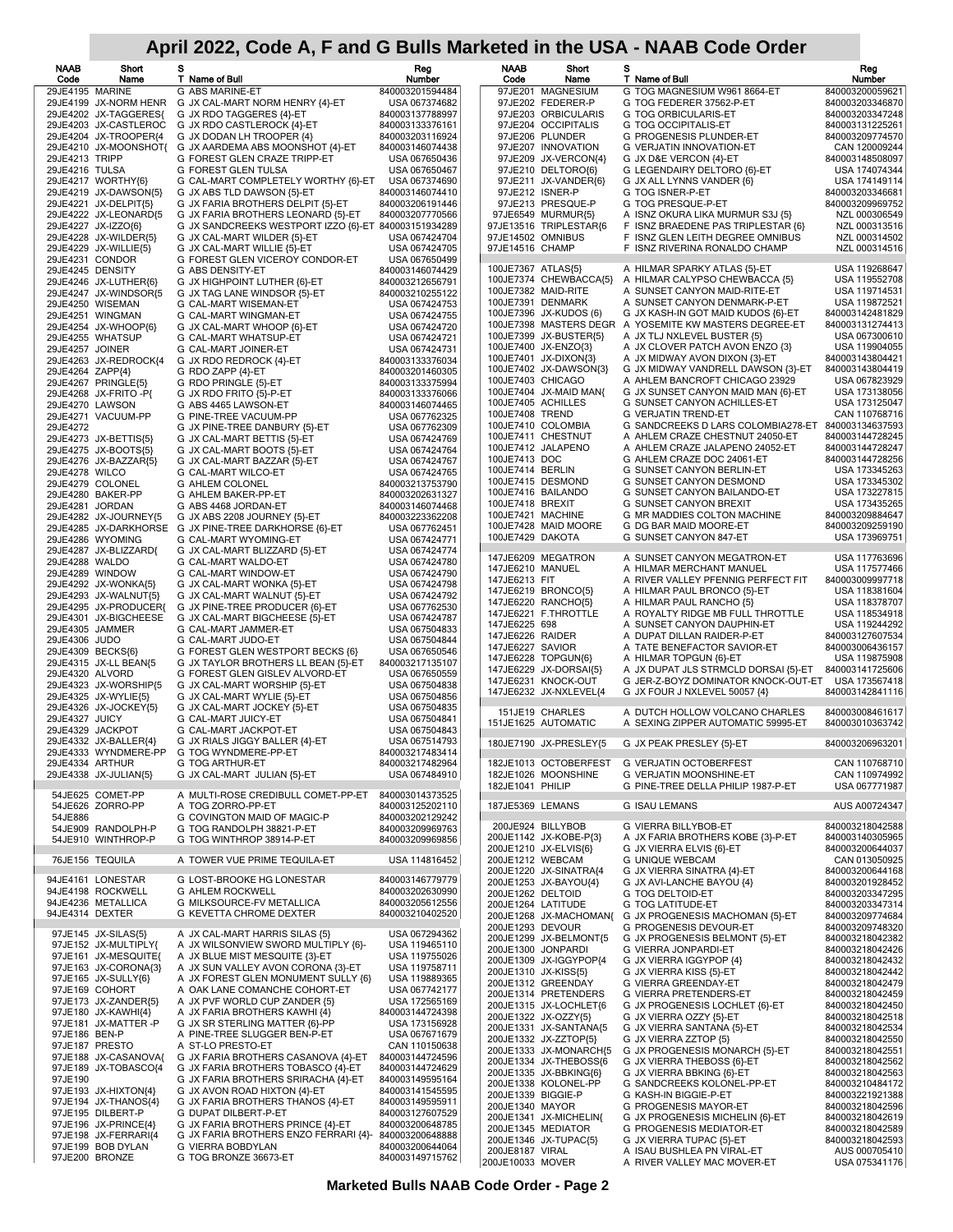# April 2022, Code A, F and G Bulls Marketed in the USA - NAAB Code Order

| NAAB Code | Short Name | S T | Name of Bull | Reg Number |
|---|---|---|---|---|
| 29JE4195 | MARINE | G | ABS MARINE-ET | 840003201594484 |
| 29JE4199 | JX-NORM HENR | G | JX CAL-MART NORM HENRY {4}-ET | USA 067374682 |
| 29JE4202 | JX-TAGGERES{ | G | JX RDO TAGGERES {4}-ET | 840003137788997 |
| 29JE4203 | JX-CASTLEROC | G | JX RDO CASTLEROCK {4}-ET | 840003133376161 |
| 29JE4204 | JX-TROOPER{4 | G | JX DODAN LH TROOPER {4} | 840003203116924 |
| 29JE4210 | JX-MOONSHOT{ | G | JX AARDEMA ABS MOONSHOT {4}-ET | 840003146074438 |
| 29JE4213 | TRIPP | G | FOREST GLEN CRAZE TRIPP-ET | USA 067650436 |
| 29JE4216 | TULSA | G | FOREST GLEN TULSA | USA 067650467 |
| 29JE4217 | WORTHY{6} | G | CAL-MART COMPLETELY WORTHY {6}-ET | USA 067374690 |
| 29JE4219 | JX-DAWSON{5} | G | JX ABS TLD DAWSON {5}-ET | 840003146074410 |
| 29JE4221 | JX-DELPIT{5} | G | JX FARIA BROTHERS DELPIT {5}-ET | 840003206191446 |
| 29JE4222 | JX-LEONARD{5 | G | JX FARIA BROTHERS LEONARD {5}-ET | 840003207770566 |
| 29JE4227 | JX-IZZO{6} | G | JX SANDCREEKS WESTPORT IZZO {6}-ET | 840003151934289 |
| 29JE4228 | JX-WILDER{5} | G | JX CAL-MART WILDER {5}-ET | USA 067424704 |
| 29JE4229 | JX-WILLIE{5} | G | JX CAL-MART WILLIE {5}-ET | USA 067424705 |
| 29JE4231 | CONDOR | G | FOREST GLEN VICEROY CONDOR-ET | USA 067650499 |
| 29JE4245 | DENSITY | G | ABS DENSITY-ET | 840003146074429 |
| 29JE4246 | JX-LUTHER{6} | G | JX HIGHPOINT LUTHER {6}-ET | 840003212656791 |
| 29JE4247 | JX-WINDSOR{5 | G | JX TAG LANE WINDSOR {5}-ET | 840003210255122 |
| 29JE4250 | WISEMAN | G | CAL-MART WISEMAN-ET | USA 067424753 |
| 29JE4251 | WINGMAN | G | CAL-MART WINGMAN-ET | USA 067424755 |
| 29JE4254 | JX-WHOOP{6} | G | JX CAL-MART WHOOP {6}-ET | USA 067424720 |
| 29JE4255 | WHATSUP | G | CAL-MART WHATSUP-ET | USA 067424721 |
| 29JE4257 | JOINER | G | CAL-MART JOINER-ET | USA 067424731 |
| 29JE4263 | JX-REDROCK{4 | G | JX RDO REDROCK {4}-ET | 840003133376034 |
| 29JE4264 | ZAPP{4} | G | RDO ZAPP {4}-ET | 840003201460305 |
| 29JE4267 | PRINGLE{5} | G | RDO PRINGLE {5}-ET | 840003133375994 |
| 29JE4268 | JX-FRITO -P{ | G | JX RDO FRITO {5}-P-ET | 840003133376066 |
| 29JE4270 | LAWSON | G | ABS 4465 LAWSON-ET | 840003146074465 |
| 29JE4271 | VACUUM-PP | G | PINE-TREE VACUUM-PP | USA 067762325 |
| 29JE4272 | | G | JX PINE-TREE DANBURY {5}-ET | USA 067762309 |
| 29JE4273 | JX-BETTIS{5} | G | JX CAL-MART BETTIS {5}-ET | USA 067424769 |
| 29JE4275 | JX-BOOTS{5} | G | JX CAL-MART BOOTS {5}-ET | USA 067424764 |
| 29JE4276 | JX-BAZZAR{5} | G | JX CAL-MART BAZZAR {5}-ET | USA 067424767 |
| 29JE4278 | WILCO | G | CAL-MART WILCO-ET | USA 067424765 |
| 29JE4279 | COLONEL | G | AHLEM COLONEL | 840003213753790 |
| 29JE4280 | BAKER-PP | G | AHLEM BAKER-PP-ET | 840003202631327 |
| 29JE4281 | JORDAN | G | ABS 4468 JORDAN-ET | 840003146074468 |
| 29JE4282 | JX-JOURNEY{5 | G | JX ABS 2208 JOURNEY {5}-ET | 840003223362208 |
| 29JE4285 | JX-DARKHORSE | G | JX PINE-TREE DARKHORSE {6}-ET | USA 067762451 |
| 29JE4286 | WYOMING | G | CAL-MART WYOMING-ET | USA 067424771 |
| 29JE4287 | JX-BLIZZARD{ | G | JX CAL-MART BLIZZARD {5}-ET | USA 067424774 |
| 29JE4288 | WALDO | G | CAL-MART WALDO-ET | USA 067424780 |
| 29JE4289 | WINDOW | G | CAL-MART WINDOW-ET | USA 067424790 |
| 29JE4292 | JX-WONKA{5} | G | JX CAL-MART WONKA {5}-ET | USA 067424798 |
| 29JE4293 | JX-WALNUT{5} | G | JX CAL-MART WALNUT {5}-ET | USA 067424792 |
| 29JE4295 | JX-PRODUCER{ | G | JX PINE-TREE PRODUCER {6}-ET | USA 067762530 |
| 29JE4301 | JX-BIGCHEESE | G | JX CAL-MART BIGCHEESE {5}-ET | USA 067424787 |
| 29JE4305 | JAMMER | G | CAL-MART JAMMER-ET | USA 067504833 |
| 29JE4306 | JUDO | G | CAL-MART JUDO-ET | USA 067504844 |
| 29JE4309 | BECKS{6} | G | FOREST GLEN WESTPORT BECKS {6} | USA 067650546 |
| 29JE4315 | JX-LL BEAN{5 | G | JX TAYLOR BROTHERS LL BEAN {5}-ET | 840003217135107 |
| 29JE4320 | ALVORD | G | FOREST GLEN GISLEV ALVORD-ET | USA 067650559 |
| 29JE4323 | JX-WORSHIP{5 | G | JX CAL-MART WORSHIP {5}-ET | USA 067504838 |
| 29JE4325 | JX-WYLIE{5} | G | JX CAL-MART WYLIE {5}-ET | USA 067504856 |
| 29JE4326 | JX-JOCKEY{5} | G | JX CAL-MART JOCKEY {5}-ET | USA 067504835 |
| 29JE4327 | JUICY | G | CAL-MART JUICY-ET | USA 067504841 |
| 29JE4329 | JACKPOT | G | CAL-MART JACKPOT-ET | USA 067504843 |
| 29JE4332 | JX-BALLER{4} | G | JX RIALS JIGGY BALLER {4}-ET | USA 067514793 |
| 29JE4333 | WYNDMERE-PP | G | TOG WYNDMERE-PP-ET | 840003217483414 |
| 29JE4334 | ARTHUR | G | TOG ARTHUR-ET | 840003217482964 |
| 29JE4338 | JX-JULIAN{5} | G | JX CAL-MART JULIAN {5}-ET | USA 067484910 |
| 54JE625 | COMET-PP | A | MULTI-ROSE CREDIBULL COMET-PP-ET | 840003014373525 |
| 54JE626 | ZORRO-PP | A | TOG ZORRO-PP-ET | 840003125202110 |
| 54JE886 | | G | COVINGTON MAID OF MAGIC-P | 840003202129242 |
| 54JE909 | RANDOLPH-P | G | TOG RANDOLPH 38821-P-ET | 840003209969763 |
| 54JE910 | WINTHROP-P | G | TOG WINTHROP 38914-P-ET | 840003209969856 |
| 76JE156 | TEQUILA | A | TOWER VUE PRIME TEQUILA-ET | USA 114816452 |
| 94JE4161 | LONESTAR | G | LOST-BROOKE HG LONESTAR | 840003146779779 |
| 94JE4198 | ROCKWELL | G | AHLEM ROCKWELL | 840003202630990 |
| 94JE4236 | METALLICA | G | MILKSOURCE-FV METALLICA | 840003205612556 |
| 94JE4314 | DEXTER | G | KEVETTA CHROME DEXTER | 840003210402520 |
| 97JE145 | JX-SILAS{5} | A | JX CAL-MART HARRIS SILAS {5} | USA 067294362 |
| 97JE152 | JX-MULTIPLY{ | A | JX WILSONVIEW SWORD MULTIPLY {6}- | USA 119465110 |
| 97JE161 | JX-MESQUITE{ | A | JX BLUE MIST MESQUITE {3}-ET | USA 119755026 |
| 97JE163 | JX-CORONA{3} | A | JX SUN VALLEY AVON CORONA {3}-ET | USA 119758711 |
| 97JE165 | JX-SULLY{6} | A | JX FOREST GLEN MONUMENT SULLY {6} | USA 119889365 |
| 97JE169 | COHORT | A | OAK LANE COMANCHE COHORT-ET | USA 067742177 |
| 97JE173 | JX-ZANDER{5} | A | JX PVF WORLD CUP ZANDER {5} | USA 172565169 |
| 97JE180 | JX-KAWHI{4} | A | JX FARIA BROTHERS KAWHI {4} | 840003144724398 |
| 97JE181 | JX-MATTER -P | G | JX SR STERLING MATTER {6}-PP | USA 173156928 |
| 97JE186 | BEN-P | A | PINE-TREE SLUGGER BEN-P-ET | USA 067671679 |
| 97JE187 | PRESTO | A | ST-LO PRESTO-ET | CAN 110150638 |
| 97JE188 | JX-CASANOVA{ | G | JX FARIA BROTHERS CASANOVA {4}-ET | 840003144724596 |
| 97JE189 | JX-TOBASCO{4 | G | JX FARIA BROTHERS TOBASCO {4}-ET | 840003144724629 |
| 97JE190 | | G | JX FARIA BROTHERS SRIRACHA {4}-ET | 840003149595164 |
| 97JE193 | JX-HIXTON{4} | G | JX AVON ROAD HIXTON {4}-ET | 840003141545595 |
| 97JE194 | JX-THANOS{4} | G | JX FARIA BROTHERS THANOS {4}-ET | 840003149595911 |
| 97JE195 | DILBERT-P | G | DUPAT DILBERT-P-ET | 840003127607529 |
| 97JE196 | JX-PRINCE{4} | G | JX FARIA BROTHERS PRINCE {4}-ET | 840003200648785 |
| 97JE198 | JX-FERRARI{4 | G | JX FARIA BROTHERS ENZO FERRARI {4}- | 840003200648888 |
| 97JE199 | BOB DYLAN | G | VIERRA BOBDYLAN | 840003200644064 |
| 97JE200 | BRONZE | G | TOG BRONZE 36673-ET | 840003149715762 |
| 97JE201 | MAGNESIUM | G | TOG MAGNESIUM W961 8664-ET | 840003200059621 |
| 97JE202 | FEDERER-P | G | TOG FEDERER 37562-P-ET | 840003203346870 |
| 97JE203 | ORBICULARIS | G | TOG ORBICULARIS-ET | 840003203347248 |
| 97JE204 | OCCIPITALIS | G | TOG OCCIPITALIS-ET | 840003131225261 |
| 97JE206 | PLUNDER | G | PROGENESIS PLUNDER-ET | 840003209774570 |
| 97JE207 | INNOVATION | G | VERJATIN INNOVATION-ET | CAN 120009244 |
| 97JE209 | JX-VERCON{4} | G | JX D&E VERCON {4}-ET | 840003148508097 |
| 97JE210 | DELTORO{6} | G | LEGENDAIRY DELTORO {6}-ET | USA 174074344 |
| 97JE211 | JX-VANDER{6} | G | JX ALL LYNNS VANDER {6} | USA 174149114 |
| 97JE212 | ISNER-P | G | TOG ISNER-P-ET | 840003203346681 |
| 97JE213 | PRESQUE-P | G | TOG PRESQUE-P-ET | 840003209969752 |
| 97JE6549 | MURMUR{5} | A | ISNZ OKURA LIKA MURMUR S3J {5} | NZL 000306549 |
| 97JE13516 | TRIPLESTAR{6 | F | ISNZ BRAEDENE PAS TRIPLESTAR {6} | NZL 000313516 |
| 97JE14502 | OMNIBUS | F | ISNZ GLEN LEITH DEGREE OMNIBUS | NZL 000314502 |
| 97JE14516 | CHAMP | F | ISNZ RIVERINA RONALDO CHAMP | NZL 000314516 |
| 100JE7367 | ATLAS{5} | A | HILMAR SPARKY ATLAS {5}-ET | USA 119268647 |
| 100JE7374 | CHEWBACCA{5} | A | HILMAR CALYPSO CHEWBACCA {5} | USA 119552708 |
| 100JE7382 | MAID-RITE | A | SUNSET CANYON MAID-RITE-ET | USA 119714531 |
| 100JE7391 | DENMARK | A | SUNSET CANYON DENMARK-P-ET | USA 119872521 |
| 100JE7396 | JX-KUDOS (6) | G | JX KASH-IN GOT MAID KUDOS {6}-ET | 840003142481829 |
| 100JE7398 | MASTERS DEGR | A | YOSEMITE KW MASTERS DEGREE-ET | 840003131274413 |
| 100JE7399 | JX-BUSTER{5} | A | JX TLJ NXLEVEL BUSTER {5} | USA 067300610 |
| 100JE7400 | JX-ENZO{3} | A | JX CLOVER PATCH AVON ENZO {3} | USA 119904055 |
| 100JE7401 | JX-DIXON{3} | A | JX MIDWAY AVON DIXON {3}-ET | 840003143804421 |
| 100JE7402 | JX-DAWSON{3} | G | JX MIDWAY VANDRELL DAWSON {3}-ET | 840003143804419 |
| 100JE7403 | CHICAGO | A | AHLEM BANCROFT CHICAGO 23929 | USA 067823929 |
| 100JE7404 | JX-MAID NAN{ | G | JX SUNSET CANYON MAID NAN {6}-ET | USA 173138056 |
| 100JE7405 | ACHILLES | G | SUNSET CANYON ACHILLES-ET | USA 173125047 |
| 100JE7408 | TREND | G | VERJATIN TREND-ET | CAN 110768716 |
| 100JE7410 | COLOMBIA | G | SANDCREEKS D LARS COLOMBIA278-ET | 840003134637593 |
| 100JE7411 | CHESTNUT | A | AHLEM CRAZE CHESTNUT 24050-ET | 840003144728245 |
| 100JE7412 | JALAPENO | A | AHLEM CRAZE JALAPENO 24052-ET | 840003144728247 |
| 100JE7413 | DOC | G | AHLEM CRAZE DOC 24061-ET | 840003144728256 |
| 100JE7414 | BERLIN | G | SUNSET CANYON BERLIN-ET | USA 173345263 |
| 100JE7415 | DESMOND | G | SUNSET CANYON DESMOND | USA 173345302 |
| 100JE7416 | BAILANDO | G | SUNSET CANYON BAILANDO-ET | USA 173227815 |
| 100JE7418 | BREXIT | G | SUNSET CANYON BREXIT | USA 173435265 |
| 100JE7421 | MACHINE | G | MR MADDIES COLTON MACHINE | 840003209884647 |
| 100JE7428 | MAID MOORE | G | DG BAR MAID MOORE-ET | 840003209259190 |
| 100JE7429 | DAKOTA | G | SUNSET CANYON 847-ET | USA 173969751 |
| 147JE6209 | MEGATRON | A | SUNSET CANYON MEGATRON-ET | USA 117763696 |
| 147JE6210 | MANUEL | A | HILMAR MERCHANT MANUEL | USA 117577466 |
| 147JE6213 | FIT | A | RIVER VALLEY PFENNIG PERFECT FIT | 840003009997718 |
| 147JE6219 | BRONCO{5} | A | HILMAR PAUL BRONCO {5}-ET | USA 118381604 |
| 147JE6220 | RANCHO{5} | A | HILMAR PAUL RANCHO {5} | USA 118378707 |
| 147JE6221 | F.THROTTLE | A | ROYALTY RIDGE MB FULL THROTTLE | USA 118534918 |
| 147JE6225 | 698 | A | SUNSET CANYON DAUPHIN-ET | USA 119244292 |
| 147JE6226 | RAIDER | A | DUPAT DILLAN RAIDER-P-ET | 840003127607534 |
| 147JE6227 | SAVIOR | A | TATE BENEFACTOR SAVIOR-ET | 840003006436157 |
| 147JE6228 | TOPGUN{6} | A | HILMAR TOPGUN {6}-ET | USA 119875908 |
| 147JE6229 | JX-DORSAI{5} | A | JX DUPAT JLS STRMCLD DORSAI {5}-ET | 840003141725606 |
| 147JE6231 | KNOCK-OUT | G | JER-Z-BOYZ DOMINATOR KNOCK-OUT-ET | USA 173567418 |
| 147JE6232 | JX-NXLEVEL{4 | G | JX FOUR J NXLEVEL 50057 {4} | 840003142841116 |
| 151JE19 | CHARLES | A | DUTCH HOLLOW VOLCANO CHARLES | 840003008461617 |
| 151JE1625 | AUTOMATIC | A | SEXING ZIPPER AUTOMATIC 59995-ET | 840003010363742 |
| 180JE7190 | JX-PRESLEY{5 | G | JX PEAK PRESLEY {5}-ET | 840003206963201 |
| 182JE1013 | OCTOBERFEST | G | VERJATIN OCTOBERFEST | CAN 110768710 |
| 182JE1026 | MOONSHINE | G | VERJATIN MOONSHINE-ET | CAN 110974992 |
| 182JE1041 | PHILIP | G | PINE-TREE DELLA PHILIP 1987-P-ET | USA 067771987 |
| 187JE5369 | LEMANS | G | ISAU LEMANS | AUS A00724347 |
| 200JE924 | BILLYBOB | G | VIERRA BILLYBOB-ET | 840003218042588 |
| 200JE1142 | JX-KOBE-P{3} | A | JX FARIA BROTHERS KOBE {3}-P-ET | 840003140305965 |
| 200JE1210 | JX-ELVIS{6} | G | JX VIERRA ELVIS {6}-ET | 840003200644037 |
| 200JE1212 | WEBCAM | G | UNIQUE WEBCAM | CAN 013050925 |
| 200JE1220 | JX-SINATRA{4 | G | JX VIERRA SINATRA {4}-ET | 840003200644168 |
| 200JE1253 | JX-BAYOU{4} | G | JX AVI-LANCHE BAYOU {4} | 840003201928452 |
| 200JE1262 | DELTOID | G | TOG DELTOID-ET | 840003203347295 |
| 200JE1264 | LATITUDE | G | TOG LATITUDE-ET | 840003203347314 |
| 200JE1268 | JX-MACHOMAN{ | G | JX PROGENESIS MACHOMAN {5}-ET | 840003209774684 |
| 200JE1293 | DEVOUR | G | PROGENESIS DEVOUR-ET | 840003209748320 |
| 200JE1299 | JX-BELMONT{5 | G | JX PROGENESIS BELMONT {5}-ET | 840003218042382 |
| 200JE1300 | JONPARDI | G | VIERRA JONPARDI-ET | 840003218042426 |
| 200JE1309 | JX-IGGYPOP{4 | G | JX VIERRA IGGYPOP {4} | 840003218042432 |
| 200JE1310 | JX-KISS{5} | G | JX VIERRA KISS {5}-ET | 840003218042442 |
| 200JE1312 | GREENDAY | G | VIERRA GREENDAY-ET | 840003218042479 |
| 200JE1314 | PRETENDERS | G | VIERRA PRETENDERS-ET | 840003218042459 |
| 200JE1315 | JX-LOCHLET{6 | G | JX PROGENESIS LOCHLET {6}-ET | 840003218042450 |
| 200JE1322 | JX-OZZY{5} | G | JX VIERRA OZZY {5}-ET | 840003218042518 |
| 200JE1331 | JX-SANTANA{5 | G | JX VIERRA SANTANA {5}-ET | 840003218042534 |
| 200JE1332 | JX-ZZTOP{5} | G | JX VIERRA ZZTOP {5} | 840003218042550 |
| 200JE1333 | JX-MONARCH{5 | G | JX PROGENESIS MONARCH {5}-ET | 840003218042551 |
| 200JE1334 | JX-THEBOSS{6 | G | JX VIERRA THEBOSS {6}-ET | 840003218042562 |
| 200JE1335 | JX-BBKING{6} | G | JX VIERRA BBKING {6}-ET | 840003218042563 |
| 200JE1338 | KOLONEL-PP | G | SANDCREEKS KOLONEL-PP-ET | 840003210484172 |
| 200JE1339 | BIGGIE-P | G | KASH-IN BIGGIE-P-ET | 840003221921388 |
| 200JE1340 | MAYOR | G | PROGENESIS MAYOR-ET | 840003218042596 |
| 200JE1341 | JX-MICHELIN{ | G | JX PROGENESIS MICHELIN {6}-ET | 840003218042619 |
| 200JE1345 | MEDIATOR | G | PROGENESIS MEDIATOR-ET | 840003218042589 |
| 200JE1346 | JX-TUPAC{5} | G | JX VIERRA TUPAC {5}-ET | 840003218042593 |
| 200JE8187 | VIRAL | A | ISAU BUSHLEA PN VIRAL-ET | AUS 000705410 |
| 200JE10033 | MOVER | A | RIVER VALLEY MAC MOVER-ET | USA 075341176 |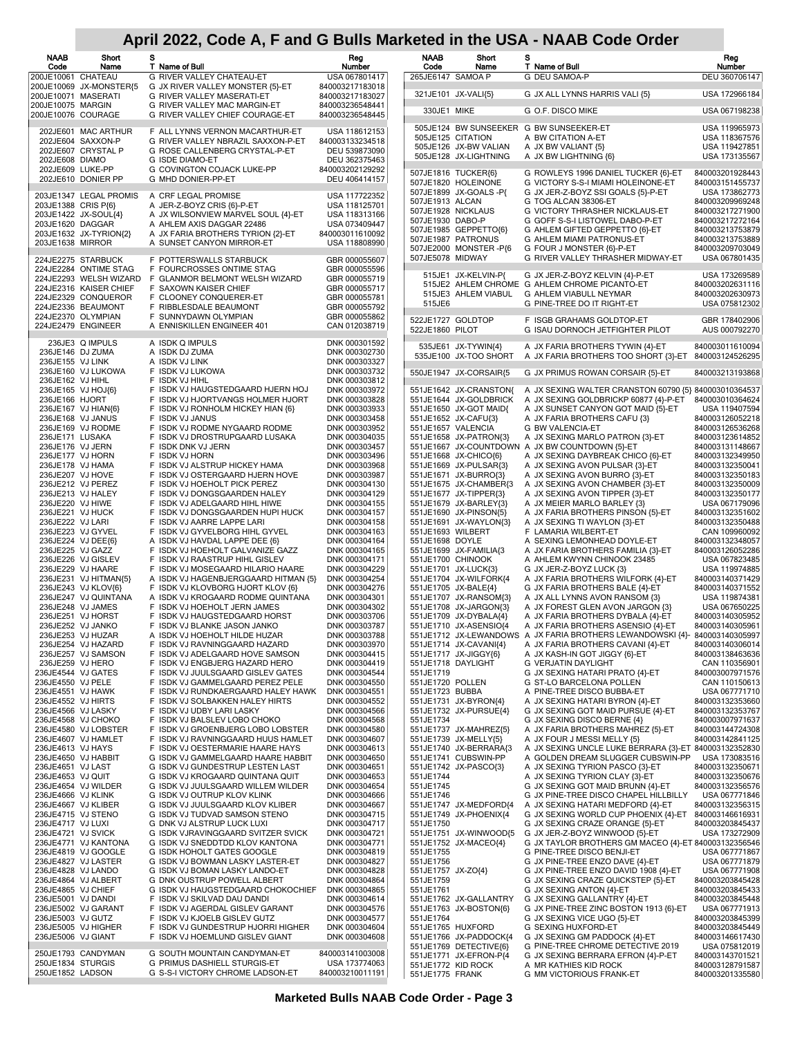# April 2022, Code A, F and G Bulls Marketed in the USA - NAAB Code Order

| NAAB Code | Short Name | S T | Name of Bull | Reg Number |
|---|---|---|---|---|
| 200JE10061 | CHATEAU | G | RIVER VALLEY CHATEAU-ET | USA 067801417 |
| 200JE10069 | JX-MONSTER{5 | G | JX RIVER VALLEY MONSTER {5}-ET | 840003217183018 |
| 200JE10071 | MASERATI | G | RIVER VALLEY MASERATI-ET | 840003217183027 |
| 200JE10075 | MARGIN | G | RIVER VALLEY MAC MARGIN-ET | 840003236548441 |
| 200JE10076 | COURAGE | G | RIVER VALLEY CHIEF COURAGE-ET | 840003236548445 |
| 202JE601 | MAC ARTHUR | F | ALL LYNNS VERNON MACARTHUR-ET | USA 118612153 |
| 202JE604 | SAXXON-P | G | RIVER VALLEY NBRAZIL SAXXON-P-ET | 840003133234518 |
| 202JE607 | CRYSTAL P | G | ROSE CALLENBERG CRYSTAL-P-ET | DEU 539873090 |
| 202JE608 | DIAMO | G | ISDE DIAMO-ET | DEU 362375463 |
| 202JE609 | LUKE-PP | G | COVINGTON COJACK LUKE-PP | 840003202129292 |
| 202JE610 | DONIER PP | G | MHD DONIER-PP-ET | DEU 406414157 |
| 203JE1347 | LEGAL PROMIS | A | CRF LEGAL PROMISE | USA 117722352 |
| 203JE1388 | CRIS P{6} | A | JER-Z-BOYZ CRIS {6}-P-ET | USA 118125701 |
| 203JE1422 | JX-SOUL{4} | A | JX WILSONVIEW MARVEL SOUL {4}-ET | USA 118313166 |
| 203JE1620 | DAGGAR | A | AHLEM AXIS DAGGAR 22486 | USA 073409447 |
| 203JE1632 | JX-TYRION{2} | A | JX FARIA BROTHERS TYRION {2}-ET | 840003011610092 |
| 203JE1638 | MIRROR | A | SUNSET CANYON MIRROR-ET | USA 118808990 |
| 224JE2275 | STARBUCK | F | POTTERSWALLS STARBUCK | GBR 000055607 |
| 224JE2284 | ONTIME STAG | F | FOURCROSSES ONTIME STAG | GBR 000055596 |
| 224JE2293 | WELSH WIZARD | F | GLANMOR BELMONT WELSH WIZARD | GBR 000055719 |
| 224JE2316 | KAISER CHIEF | F | SAXWON KAISER CHIEF | GBR 000055717 |
| 224JE2329 | CONQUEROR | F | CLOONEY CONQUERER-ET | GBR 000055781 |
| 224JE2336 | BEAUMONT | F | RIBBLESDALE BEAUMONT | GBR 000055792 |
| 224JE2370 | OLYMPIAN | F | SUNNYDAWN OLYMPIAN | GBR 000055862 |
| 224JE2479 | ENGINEER | A | ENNISKILLEN ENGINEER 401 | CAN 012038719 |
| 236JE3 | Q IMPULS | A | ISDK Q IMPULS | DNK 000301592 |
| 236JE146 | DJ ZUMA | A | ISDK DJ ZUMA | DNK 000302730 |
| 236JE155 | VJ LINK | A | ISDK VJ LINK | DNK 000303327 |
| 236JE160 | VJ LUKOWA | F | ISDK VJ LUKOWA | DNK 000303732 |
| 236JE162 | VJ HIHL | F | ISDK VJ HIHL | DNK 000303812 |
| 236JE165 | VJ HOJ{6} | F | ISDK VJ HAUGSTEDGAARD HJERN HOJ | DNK 000303972 |
| 236JE166 | HJORT | F | ISDK VJ HJORTVANGS HOLMER HJORT | DNK 000303828 |
| 236JE167 | VJ HIAN{6} | F | ISDK VJ RONHOLM HICKEY HIAN {6} | DNK 000303933 |
| 236JE168 | VJ JANUS | F | ISDK VJ JANUS | DNK 000303458 |
| 236JE169 | VJ RODME | F | ISDK VJ RODME NYGAARD RODME | DNK 000303952 |
| 236JE171 | LUSAKA | F | ISDK VJ DROSTRUPGAARD LUSAKA | DNK 000304035 |
| 236JE176 | VJ JERN | F | ISDK DNK VJ JERN | DNK 000303457 |
| 236JE177 | VJ HORN | F | ISDK VJ HORN | DNK 000303496 |
| 236JE178 | VJ HAMA | F | ISDK VJ ALSTRUP HICKEY HAMA | DNK 000303968 |
| 236JE207 | VJ HOVE | F | ISDK VJ OSTERGAARD HJERN HOVE | DNK 000303987 |
| 236JE212 | VJ PEREZ | F | ISDK VJ HOEHOLT PICK PEREZ | DNK 000304130 |
| 236JE213 | VJ HALEY | F | ISDK VJ DONGSGAARDEN HALEY | DNK 000304129 |
| 236JE220 | VJ HIWE | F | ISDK VJ ADELGAARD HIHL HIWE | DNK 000304155 |
| 236JE221 | VJ HUCK | F | ISDK VJ DONGSGAARDEN HUPI HUCK | DNK 000304157 |
| 236JE222 | VJ LARI | F | ISDK VJ AARRE LAPPE LARI | DNK 000304158 |
| 236JE223 | VJ GYVEL | F | ISDK VJ GYVELBORG HIHL GYVEL | DNK 000304163 |
| 236JE224 | VJ DEE{6} | A | ISDK VJ HAVDAL LAPPE DEE {6} | DNK 000304164 |
| 236JE225 | VJ GAZZ | F | ISDK VJ HOEHOLT GALVANIZE GAZZ | DNK 000304165 |
| 236JE226 | VJ GISLEV | F | ISDK VJ RAASTRUP HIHL GISLEV | DNK 000304171 |
| 236JE229 | VJ HAARE | F | ISDK VJ MOSEGAARD HILARIO HAARE | DNK 000304229 |
| 236JE231 | VJ HITMAN{5} | A | ISDK VJ HAGENBJERGGAARD HITMAN {5} | DNK 000304254 |
| 236JE243 | VJ KLOV{6} | F | ISDK VJ KLOVBORG HJORT KLOV {6} | DNK 000304276 |
| 236JE247 | VJ QUINTANA | A | ISDK VJ KROGAARD RODME QUINTANA | DNK 000304301 |
| 236JE248 | VJ JAMES | F | ISDK VJ HOEHOLT JERN JAMES | DNK 000304302 |
| 236JE251 | VJ HORST | F | ISDK VJ HAUGSTEDGAARD HORST | DNK 000303706 |
| 236JE252 | VJ JANKO | F | ISDK VJ BLANKE JASON JANKO | DNK 000303787 |
| 236JE253 | VJ HUZAR | A | ISDK VJ HOEHOLT HILDE HUZAR | DNK 000303788 |
| 236JE254 | VJ HAZARD | F | ISDK VJ RAVNINGGAARD HAZARD | DNK 000303970 |
| 236JE257 | VJ SAMSON | F | ISDK VJ ADELGAARD HOVE SAMSON | DNK 000304415 |
| 236JE259 | VJ HERO | F | ISDK VJ ENGBJERG HAZARD HERO | DNK 000304419 |
| 236JE4544 | VJ GATES | F | ISDK VJ JUULSGAARD GISLEV GATES | DNK 000304544 |
| 236JE4550 | VJ PELE | F | ISDK VJ GAMMELGAARD PEREZ PELE | DNK 000304550 |
| 236JE4551 | VJ HAWK | F | ISDK VJ RUNDKAERGAARD HALEY HAWK | DNK 000304551 |
| 236JE4552 | VJ HIRTS | F | ISDK VJ SOLBAKKEN HALEY HIRTS | DNK 000304552 |
| 236JE4566 | VJ LASKY | F | ISDK VJ UDBY LARI LASKY | DNK 000304566 |
| 236JE4568 | VJ CHOKO | F | ISDK VJ BALSLEV LOBO CHOKO | DNK 000304568 |
| 236JE4580 | VJ LOBSTER | F | ISDK VJ GROENBJERG LOBO LOBSTER | DNK 000304580 |
| 236JE4607 | VJ HAMLET | F | ISDK VJ RAVNINGGAARD HUUS HAMLET | DNK 000304607 |
| 236JE4613 | VJ HAYS | F | ISDK VJ OESTERMARIE HAARE HAYS | DNK 000304613 |
| 236JE4650 | VJ HABBIT | G | ISDK VJ GAMMELGAARD HAARE HABBIT | DNK 000304650 |
| 236JE4651 | VJ LAST | G | ISDK VJ GUNDESTRUP LESTEN LAST | DNK 000304651 |
| 236JE4653 | VJ QUIT | G | ISDK VJ KROGAARD QUINTANA QUIT | DNK 000304653 |
| 236JE4654 | VJ WILDER | G | ISDK VJ JUULSGAARD WILLEM WILDER | DNK 000304654 |
| 236JE4666 | VJ KLINK | G | ISDK VJ OUTRUP KLOV KLINK | DNK 000304666 |
| 236JE4667 | VJ KLIBER | G | ISDK VJ JUULSGAARD KLOV KLIBER | DNK 000304667 |
| 236JE4715 | VJ STENO | G | ISDK VJ TUDVAD SAMSON STENO | DNK 000304715 |
| 236JE4717 | VJ LUXI | G | DNK VJ ALSTRUP LUCK LUXI | DNK 000304717 |
| 236JE4721 | VJ SVICK | G | ISDK VJRAVINGGAARD SVITZER SVICK | DNK 000304721 |
| 236JE4771 | VJ KANTONA | G | ISDK VJ SNEDDTDD KLOV KANTONA | DNK 000304771 |
| 236JE4819 | VJ GOOGLE | G | ISDK HOHOLT GATES GOOGLE | DNK 000304819 |
| 236JE4827 | VJ LASTER | G | ISDK VJ BOWMAN LASKY LASTER-ET | DNK 000304827 |
| 236JE4828 | VJ LANDO | G | ISDK VJ BOMAN LASKY LANDO-ET | DNK 000304828 |
| 236JE4864 | VJ ALBERT | G | DNK OUSTRUP POWELL ALBERT | DNK 000304864 |
| 236JE4865 | VJ CHIEF | G | ISDK VJ HAUGSTEDGAARD CHOKOCHIEF | DNK 000304865 |
| 236JE5001 | VJ DANDI | F | ISDK VJ SKILVAD DAU DANDI | DNK 000304614 |
| 236JE5002 | VJ GARANT | F | ISDK VJ AGERDAL GISLEV GARANT | DNK 000304576 |
| 236JE5003 | VJ GUTZ | F | ISDK VJ KJOELB GISLEV GUTZ | DNK 000304577 |
| 236JE5005 | VJ HIGHER | F | ISDK VJ GUNDESTRUP HJORRI HIGHER | DNK 000304604 |
| 236JE5006 | VJ GIANT | F | ISDK VJ HOEMLUND GISLEV GIANT | DNK 000304608 |
| 250JE1793 | CANDYMAN | G | SOUTH MOUNTAIN CANDYMAN-ET | 840003141003008 |
| 250JE1834 | STURGIS | G | PRIMUS DASHIELL STURGIS-ET | USA 173774063 |
| 250JE1852 | LADSON | G | S-S-I VICTORY CHROME LADSON-ET | 840003210011191 |
| 265JE6147 | SAMOA P | G | DEU SAMOA-P | DEU 360706147 |
| 321JE101 | JX-VALI{5} | G | JX ALL LYNNS HARRIS VALI {5} | USA 172966184 |
| 330JE1 | MIKE | G | O.F. DISCO MIKE | USA 067198238 |
| 505JE124 | BW SUNSEEKER | G | BW SUNSEEKER-ET | USA 119965973 |
| 505JE125 | CITATION | A | BW CITATION A-ET | USA 118367576 |
| 505JE126 | JX-BW VALIAN | A | JX BW VALIANT {5} | USA 119427851 |
| 505JE128 | JX-LIGHTNING | A | JX BW LIGHTNING {6} | USA 173135567 |
| 507JE1816 | TUCKER{6} | G | ROWLEYS 1996 DANIEL TUCKER {6}-ET | 840003201928443 |
| 507JE1820 | HOLEINONE | G | VICTORY S-S-I MIAMI HOLEINONE-ET | 840003151455737 |
| 507JE1899 | JX-GOALS -P{ | G | JX JER-Z-BOYZ SSI GOALS {5}-P-ET | USA 173862773 |
| 507JE1913 | ALCAN | G | TOG ALCAN 38306-ET | 840003209969248 |
| 507JE1928 | NICKLAUS | G | VICTORY THRASHER NICKLAUS-ET | 840003217271900 |
| 507JE1930 | DABO-P | G | GOFF S-S-I LISTOWEL DABO-P-ET | 840003217272164 |
| 507JE1985 | GEPPETTO{6} | G | AHLEM GIFTED GEPPETTO {6}-ET | 840003213753879 |
| 507JE1987 | PATRONUS | G | AHLEM MIAMI PATRONUS-ET | 840003213753889 |
| 507JE2000 | MONSTER -P{6 | G | FOUR J MONSTER {6}-P-ET | 840003209703049 |
| 507JE5078 | MIDWAY | G | RIVER VALLEY THRASHER MIDWAY-ET | USA 067801435 |
| 515JE1 | JX-KELVIN-P{ | G | JX JER-Z-BOYZ KELVIN {4}-P-ET | USA 173269589 |
| 515JE2 | AHLEM CHROME | G | AHLEM CHROME PICANTO-ET | 840003202631116 |
| 515JE3 | AHLEM VIABUL | G | AHLEM VIABULL NEYMAR | 840003202630973 |
| 515JE6 | | G | PINE-TREE DO IT RIGHT-ET | USA 075812302 |
| 522JE1727 | GOLDTOP | F | ISGB GRAHAMS GOLDTOP-ET | GBR 178402906 |
| 522JE1860 | PILOT | G | ISAU DORNOCH JETFIGHTER PILOT | AUS 000792270 |
| 535JE61 | JX-TYWIN{4} | A | JX FARIA BROTHERS TYWIN {4}-ET | 840003011610094 |
| 535JE100 | JX-TOO SHORT | A | JX FARIA BROTHERS TOO SHORT {3}-ET | 840003124526295 |
| 550JE1947 | JX-CORSAIR{5 | G | JX PRIMUS ROWAN CORSAIR {5}-ET | 840003213193868 |
| 551JE1642 | JX-CRANSTON{ | A | JX SEXING WALTER CRANSTON 60790 {5} | 840003010364537 |
| 551JE1644 | JX-GOLDBRICK | A | JX SEXING GOLDBRICKP 60877 {4}-P-ET | 840003010364624 |
| 551JE1650 | JX-GOT MAID{ | A | JX SUNSET CANYON GOT MAID {5}-ET | USA 119407594 |
| 551JE1652 | JX-CAFU{3} | A | JX FARIA BROTHERS CAFU {3} | 840003126052218 |
| 551JE1657 | VALENCIA | G | BW VALENCIA-ET | 840003126536268 |
| 551JE1658 | JX-PATRON{3} | A | JX SEXING MARLO PATRON {3}-ET | 840003123614852 |
| 551JE1667 | JX-COUNTDOWN | A | JX BW COUNTDOWN {5}-ET | 840003131148667 |
| 551JE1668 | JX-CHICO{6} | A | JX SEXING DAYBREAK CHICO {6}-ET | 840003132349950 |
| 551JE1669 | JX-PULSAR{3} | A | JX SEXING AVON PULSAR {3}-ET | 840003132350041 |
| 551JE1671 | JX-BURRO{3} | A | JX SEXING AVON BURRO {3}-ET | 840003132350183 |
| 551JE1675 | JX-CHAMBER{3 | A | JX SEXING AVON CHAMBER {3}-ET | 840003132350009 |
| 551JE1677 | JX-TIPPER{3} | A | JX SEXING AVON TIPPER {3}-ET | 840003132350177 |
| 551JE1679 | JX-BARLEY{3} | A | JX MEIER MARLO BARLEY {3} | USA 067179096 |
| 551JE1690 | JX-PINSON{5} | A | JX FARIA BROTHERS PINSON {5}-ET | 840003132351602 |
| 551JE1691 | JX-WAYLON{3} | A | JX SEXING TI WAYLON {3}-ET | 840003132350488 |
| 551JE1693 | WILBERT | F | LAMARIA WILBERT-ET | CAN 109960092 |
| 551JE1698 | DOYLE | A | SEXING LEMONHEAD DOYLE-ET | 840003132348057 |
| 551JE1699 | JX-FAMILIA{3 | A | JX FARIA BROTHERS FAMILIA {3}-ET | 840003126052286 |
| 551JE1700 | CHINOOK | A | AHLEM KWYNN CHINOOK 23485 | USA 067823485 |
| 551JE1701 | JX-LUCK{3} | G | JX JER-Z-BOYZ LUCK {3} | USA 119974885 |
| 551JE1704 | JX-WILFORK{4 | A | JX FARIA BROTHERS WILFORK {4}-ET | 840003140371429 |
| 551JE1705 | JX-BALE{4} | G | JX FARIA BROTHERS BALE {4}-ET | 840003140371552 |
| 551JE1707 | JX-RANSOM{3} | A | JX ALL LYNNS AVON RANSOM {3} | USA 119874381 |
| 551JE1708 | JX-JARGON{3} | A | JX FOREST GLEN AVON JARGON {3} | USA 067650225 |
| 551JE1709 | JX-DYBALA{4} | A | JX FARIA BROTHERS DYBALA {4}-ET | 840003140305952 |
| 551JE1710 | JX-ASENSIO{4 | A | JX FARIA BROTHERS ASENSIO {4}-ET | 840003140305961 |
| 551JE1712 | JX-LEWANDOWS | A | JX FARIA BROTHERS LEWANDOWSKI {4}- | 840003140305997 |
| 551JE1714 | JX-CAVANI{4} | A | JX FARIA BROTHERS CAVANI {4}-ET | 840003140306014 |
| 551JE1717 | JX-JIGGY{6} | A | JX KASH-IN GOT JIGGY {6}-ET | 840003138463636 |
| 551JE1718 | DAYLIGHT | G | VERJATIN DAYLIGHT | CAN 110356901 |
| 551JE1719 | | G | JX SEXING HATARI PRATO {4}-ET | 840003007971576 |
| 551JE1720 | POLLEN | G | ST-LO BARCELONA POLLEN | CAN 110150613 |
| 551JE1723 | BUBBA | A | PINE-TREE DISCO BUBBA-ET | USA 067771710 |
| 551JE1731 | JX-BYRON{4} | A | JX SEXING HATARI BYRON {4}-ET | 840003132353660 |
| 551JE1732 | JX-PURSUE{4} | G | JX SEXING GOT MAID PURSUE {4}-ET | 840003132353767 |
| 551JE1734 | | G | JX SEXING DISCO BERNE {4} | 840003007971637 |
| 551JE1737 | JX-MAHREZ{5} | A | JX FARIA BROTHERS MAHREZ {5}-ET | 840003144724308 |
| 551JE1739 | JX-MELLY{5} | A | JX FOUR J MESSI MELLY {5} | 840003142841125 |
| 551JE1740 | JX-BERRARA{3 | A | JX SEXING UNCLE LUKE BERRARA {3}-ET | 840003132352830 |
| 551JE1741 | CUBSWIN-PP | A | GOLDEN DREAM SLUGGER CUBSWIN-PP | USA 173083516 |
| 551JE1742 | JX-PASCO{3} | A | JX SEXING TYRION PASCO {3}-ET | 840003132350671 |
| 551JE1744 | | A | JX SEXING TYRION CLAY {3}-ET | 840003132350676 |
| 551JE1745 | | G | JX SEXING GOT MAID BRUNN {4}-ET | 840003132356576 |
| 551JE1746 | | G | JX PINE-TREE DISCO CHAPEL HILLBILLY | USA 067771846 |
| 551JE1747 | JX-MEDFORD{4 | A | JX SEXING HATARI MEDFORD {4}-ET | 840003132356315 |
| 551JE1749 | JX-PHOENIX{4 | G | JX SEXING WORLD CUP PHOENIX {4}-ET | 840003146616931 |
| 551JE1750 | | G | JX SEXING CRAZE ORANGE {5}-ET | 840003203845437 |
| 551JE1751 | JX-WINWOOD{5 | G | JX JER-Z-BOYZ WINWOOD {5}-ET | USA 173272909 |
| 551JE1752 | JX-MACEO{4} | G | JX TAYLOR BROTHERS GM MACEO {4}-ET | 840003132356546 |
| 551JE1755 | | G | PINE-TREE DISCO BENJI-ET | USA 067771867 |
| 551JE1756 | | G | JX PINE-TREE ENZO DAVE {4}-ET | USA 067771879 |
| 551JE1757 | JX-ZO{4} | G | JX PINE-TREE ENZO DAVID 1908 {4}-ET | USA 067771908 |
| 551JE1759 | | G | JX SEXING CRAZE QUICKSTEP {5}-ET | 840003203845428 |
| 551JE1761 | | G | JX SEXING ANTON {4}-ET | 840003203845433 |
| 551JE1762 | JX-GALLANTRY | G | JX SEXING GALLANTRY {4}-ET | 840003203845448 |
| 551JE1763 | JX-BOSTON{6} | G | JX PINE-TREE ZINC BOSTON 1913 {6}-ET | USA 067771913 |
| 551JE1764 | | G | JX SEXING VICE UGO {5}-ET | 840003203845399 |
| 551JE1765 | HUXFORD | G | SEXING HUXFORD-ET | 840003203845449 |
| 551JE1766 | JX-PADDOCK{4 | G | JX SEXING GM PADDOCK {4}-ET | 840003146617430 |
| 551JE1769 | DETECTIVE{6} | G | PINE-TREE CHROME DETECTIVE 2019 | USA 075812019 |
| 551JE1771 | JX-EFRON-P{4 | G | JX SEXING BERRARA EFRON {4}-P-ET | 840003143701521 |
| 551JE1772 | KID ROCK | A | MR KATHIES KID ROCK | 840003128791587 |
| 551JE1775 | FRANK | G | MM VICTORIOUS FRANK-ET | 840003201335580 |

Marketed Bulls NAAB Code Order - Page 3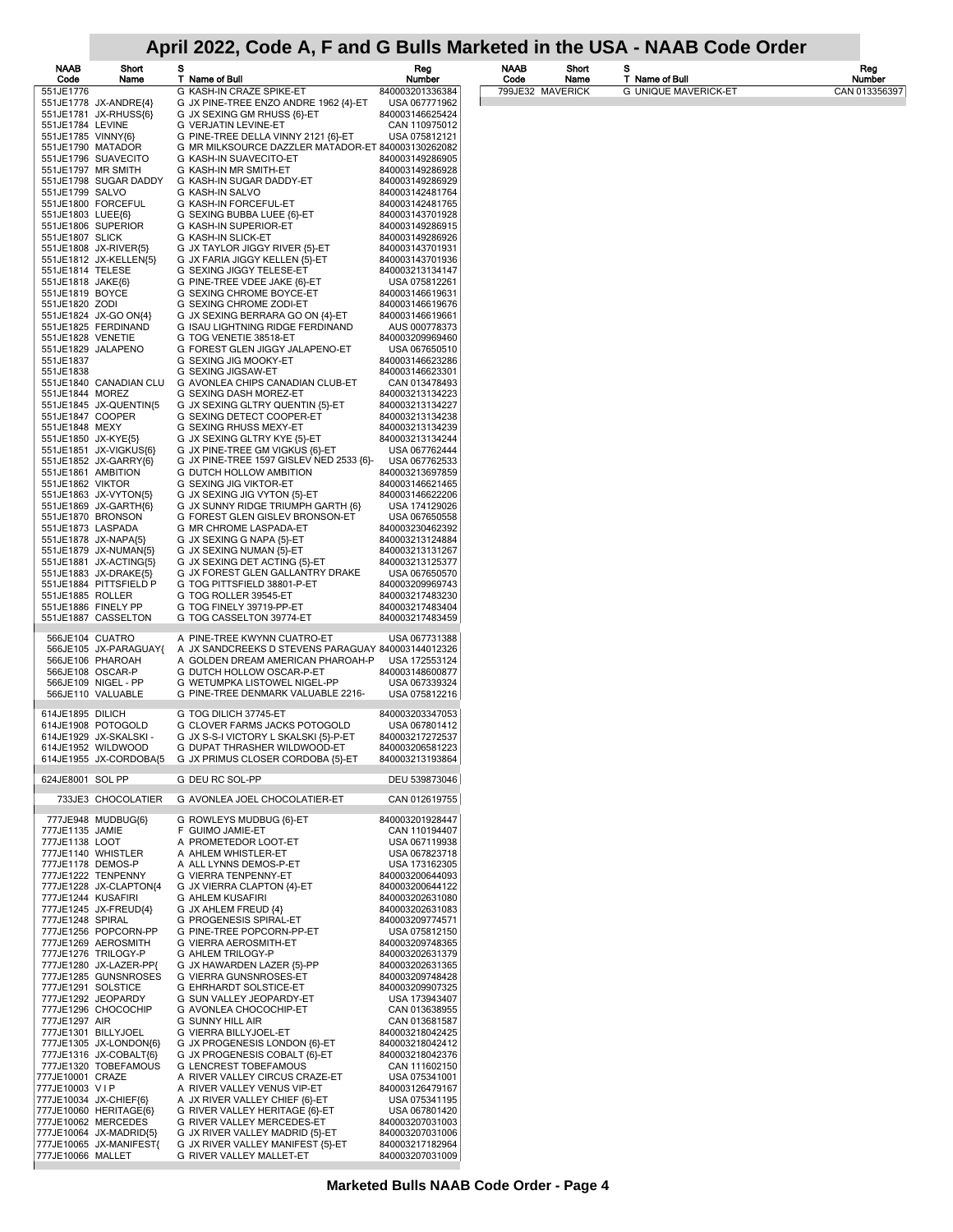# April 2022, Code A, F and G Bulls Marketed in the USA - NAAB Code Order

| NAAB Code | Short Name | S T | Name of Bull | Reg Number |
|---|---|---|---|---|
| 551JE1776 | | G | KASH-IN CRAZE SPIKE-ET | 840003201336384 |
| 551JE1778 | JX-ANDRE{4} | G | JX PINE-TREE ENZO ANDRE 1962 {4}-ET | USA 067771962 |
| 551JE1781 | JX-RHUSS{6} | G | JX SEXING GM RHUSS {6}-ET | 840003146625424 |
| 551JE1784 | LEVINE | G | VERJATIN LEVINE-ET | CAN 110975012 |
| 551JE1785 | VINNY{6} | G | PINE-TREE DELLA VINNY 2121 {6}-ET | USA 075812121 |
| 551JE1790 | MATADOR | G | MR MILKSOURCE DAZZLER MATADOR-ET | 840003130262082 |
| 551JE1796 | SUAVECITO | G | KASH-IN SUAVECITO-ET | 840003149286905 |
| 551JE1797 | MR SMITH | G | KASH-IN MR SMITH-ET | 840003149286928 |
| 551JE1798 | SUGAR DADDY | G | KASH-IN SUGAR DADDY-ET | 840003149286929 |
| 551JE1799 | SALVO | G | KASH-IN SALVO | 840003142481764 |
| 551JE1800 | FORCEFUL | G | KASH-IN FORCEFUL-ET | 840003142481765 |
| 551JE1803 | LUEE{6} | G | SEXING BUBBA LUEE {6}-ET | 840003143701928 |
| 551JE1806 | SUPERIOR | G | KASH-IN SUPERIOR-ET | 840003149286915 |
| 551JE1807 | SLICK | G | KASH-IN SLICK-ET | 840003149286926 |
| 551JE1808 | JX-RIVER{5} | G | JX TAYLOR JIGGY RIVER {5}-ET | 840003143701931 |
| 551JE1812 | JX-KELLEN{5} | G | JX FARIA JIGGY KELLEN {5}-ET | 840003143701936 |
| 551JE1814 | TELESE | G | SEXING JIGGY TELESE-ET | 840003213134147 |
| 551JE1818 | JAKE{6} | G | PINE-TREE VDEE JAKE {6}-ET | USA 075812261 |
| 551JE1819 | BOYCE | G | SEXING CHROME BOYCE-ET | 840003146619631 |
| 551JE1820 | ZODI | G | SEXING CHROME ZODI-ET | 840003146619676 |
| 551JE1824 | JX-GO ON{4} | G | JX SEXING BERRARA GO ON {4}-ET | 840003146619661 |
| 551JE1825 | FERDINAND | G | ISAU LIGHTNING RIDGE FERDINAND | AUS 000778373 |
| 551JE1828 | VENETIE | G | TOG VENETIE 38518-ET | 840003209969460 |
| 551JE1829 | JALAPENO | G | FOREST GLEN JIGGY JALAPENO-ET | USA 067650510 |
| 551JE1837 | | G | SEXING JIG MOOKY-ET | 840003146623286 |
| 551JE1838 | | G | SEXING JIGSAW-ET | 840003146623301 |
| 551JE1840 | CANADIAN CLU | G | AVONLEA CHIPS CANADIAN CLUB-ET | CAN 013478493 |
| 551JE1844 | MOREZ | G | SEXING DASH MOREZ-ET | 840003213134223 |
| 551JE1845 | JX-QUENTIN{5 | G | JX SEXING GLTRY QUENTIN {5}-ET | 840003213134227 |
| 551JE1847 | COOPER | G | SEXING DETECT COOPER-ET | 840003213134238 |
| 551JE1848 | MEXY | G | SEXING RHUSS MEXY-ET | 840003213134239 |
| 551JE1850 | JX-KYE{5} | G | JX SEXING GLTRY KYE {5}-ET | 840003213134244 |
| 551JE1851 | JX-VIGKUS{6} | G | JX PINE-TREE GM VIGKUS {6}-ET | USA 067762444 |
| 551JE1852 | JX-GARRY{6} | G | JX PINE-TREE 1597 GISLEV NED 2533 {6}- | USA 067762533 |
| 551JE1861 | AMBITION | G | DUTCH HOLLOW AMBITION | 840003213697859 |
| 551JE1862 | VIKTOR | G | SEXING JIG VIKTOR-ET | 840003146621465 |
| 551JE1863 | JX-VYTON{5} | G | JX SEXING JIG VYTON {5}-ET | 840003146622206 |
| 551JE1869 | JX-GARTH{6} | G | JX SUNNY RIDGE TRIUMPH GARTH {6} | USA 174129026 |
| 551JE1870 | BRONSON | G | FOREST GLEN GISLEV BRONSON-ET | USA 067650558 |
| 551JE1873 | LASPADA | G | MR CHROME LASPADA-ET | 840003230462392 |
| 551JE1878 | JX-NAPA{5} | G | JX SEXING G NAPA {5}-ET | 840003213124884 |
| 551JE1879 | JX-NUMAN{5} | G | JX SEXING NUMAN {5}-ET | 840003213131267 |
| 551JE1881 | JX-ACTING{5} | G | JX SEXING DET ACTING {5}-ET | 840003213125377 |
| 551JE1883 | JX-DRAKE{5} | G | JX FOREST GLEN GALLANTRY DRAKE | USA 067650570 |
| 551JE1884 | PITTSFIELD P | G | TOG PITTSFIELD 38801-P-ET | 840003209969743 |
| 551JE1885 | ROLLER | G | TOG ROLLER 39545-ET | 840003217483230 |
| 551JE1886 | FINELY PP | G | TOG FINELY 39719-PP-ET | 840003217483404 |
| 551JE1887 | CASSELTON | G | TOG CASSELTON 39774-ET | 840003217483459 |
| 566JE104 | CUATRO | A | PINE-TREE KWYNN CUATRO-ET | USA 067731388 |
| 566JE105 | JX-PARAGUAY{ | A | JX SANDCREEKS D STEVENS PARAGUAY | 840003144012326 |
| 566JE106 | PHAROAH | A | GOLDEN DREAM AMERICAN PHAROAH-P | USA 172553124 |
| 566JE108 | OSCAR-P | G | DUTCH HOLLOW OSCAR-P-ET | 840003148600877 |
| 566JE109 | NIGEL - PP | G | WETUMPKA LISTOWEL NIGEL-PP | USA 067339324 |
| 566JE110 | VALUABLE | G | PINE-TREE DENMARK VALUABLE 2216- | USA 075812216 |
| 614JE1895 | DILICH | G | TOG DILICH 37745-ET | 840003203347053 |
| 614JE1908 | POTOGOLD | G | CLOVER FARMS JACKS POTOGOLD | USA 067801412 |
| 614JE1929 | JX-SKALSKI - | G | JX S-S-I VICTORY L SKALSKI {5}-P-ET | 840003217272537 |
| 614JE1952 | WILDWOOD | G | DUPAT THRASHER WILDWOOD-ET | 840003206581223 |
| 614JE1955 | JX-CORDOBA{5 | G | JX PRIMUS CLOSER CORDOBA {5}-ET | 840003213193864 |
| 624JE8001 | SOL PP | G | DEU RC SOL-PP | DEU 539873046 |
| 733JE3 | CHOCOLATIER | G | AVONLEA JOEL CHOCOLATIER-ET | CAN 012619755 |
| 777JE948 | MUDBUG{6} | G | ROWLEYS MUDBUG {6}-ET | 840003201928447 |
| 777JE1135 | JAMIE | F | GUIMO JAMIE-ET | CAN 110194407 |
| 777JE1138 | LOOT | A | PROMETEDOR LOOT-ET | USA 067119938 |
| 777JE1140 | WHISTLER | A | AHLEM WHISTLER-ET | USA 067823718 |
| 777JE1178 | DEMOS-P | A | ALL LYNNS DEMOS-P-ET | USA 173162305 |
| 777JE1222 | TENPENNY | G | VIERRA TENPENNY-ET | 840003200644093 |
| 777JE1228 | JX-CLAPTON{4 | G | JX VIERRA CLAPTON {4}-ET | 840003200644122 |
| 777JE1244 | KUSAFIRI | G | AHLEM KUSAFIRI | 840003202631080 |
| 777JE1245 | JX-FREUD{4} | G | JX AHLEM FREUD {4} | 840003202631083 |
| 777JE1248 | SPIRAL | G | PROGENESIS SPIRAL-ET | 840003209774571 |
| 777JE1256 | POPCORN-PP | G | PINE-TREE POPCORN-PP-ET | USA 075812150 |
| 777JE1269 | AEROSMITH | G | VIERRA AEROSMITH-ET | 840003209748365 |
| 777JE1276 | TRILOGY-P | G | AHLEM TRILOGY-P | 840003202631379 |
| 777JE1280 | JX-LAZER-PP{ | G | JX HAWARDEN LAZER {5}-PP | 840003202631365 |
| 777JE1285 | GUNSNROSES | G | VIERRA GUNSNROSES-ET | 840003209748428 |
| 777JE1291 | SOLSTICE | G | EHRHARDT SOLSTICE-ET | 840003209907325 |
| 777JE1292 | JEOPARDY | G | SUN VALLEY JEOPARDY-ET | USA 173943407 |
| 777JE1296 | CHOCOCHIP | G | AVONLEA CHOCOCHIP-ET | CAN 013638955 |
| 777JE1297 | AIR | G | SUNNY HILL AIR | CAN 013681587 |
| 777JE1301 | BILLYJOEL | G | VIERRA BILLYJOEL-ET | 840003218042425 |
| 777JE1305 | JX-LONDON{6} | G | JX PROGENESIS LONDON {6}-ET | 840003218042412 |
| 777JE1316 | JX-COBALT{6} | G | JX PROGENESIS COBALT {6}-ET | 840003218042376 |
| 777JE1320 | TOBEFAMOUS | G | LENCREST TOBEFAMOUS | CAN 111602150 |
| 777JE10001 | CRAZE | A | RIVER VALLEY CIRCUS CRAZE-ET | USA 075341001 |
| 777JE10003 | V I P | A | RIVER VALLEY VENUS VIP-ET | 840003126479167 |
| 777JE10034 | JX-CHIEF{6} | A | JX RIVER VALLEY CHIEF {6}-ET | USA 075341195 |
| 777JE10060 | HERITAGE{6} | G | RIVER VALLEY HERITAGE {6}-ET | USA 067801420 |
| 777JE10062 | MERCEDES | G | RIVER VALLEY MERCEDES-ET | 840003207031003 |
| 777JE10064 | JX-MADRID{5} | G | JX RIVER VALLEY MADRID {5}-ET | 840003207031006 |
| 777JE10065 | JX-MANIFEST{ | G | JX RIVER VALLEY MANIFEST {5}-ET | 840003217182964 |
| 777JE10066 | MALLET | G | RIVER VALLEY MALLET-ET | 840003207031009 |
| 799JE32 | MAVERICK | G | UNIQUE MAVERICK-ET | CAN 013356397 |